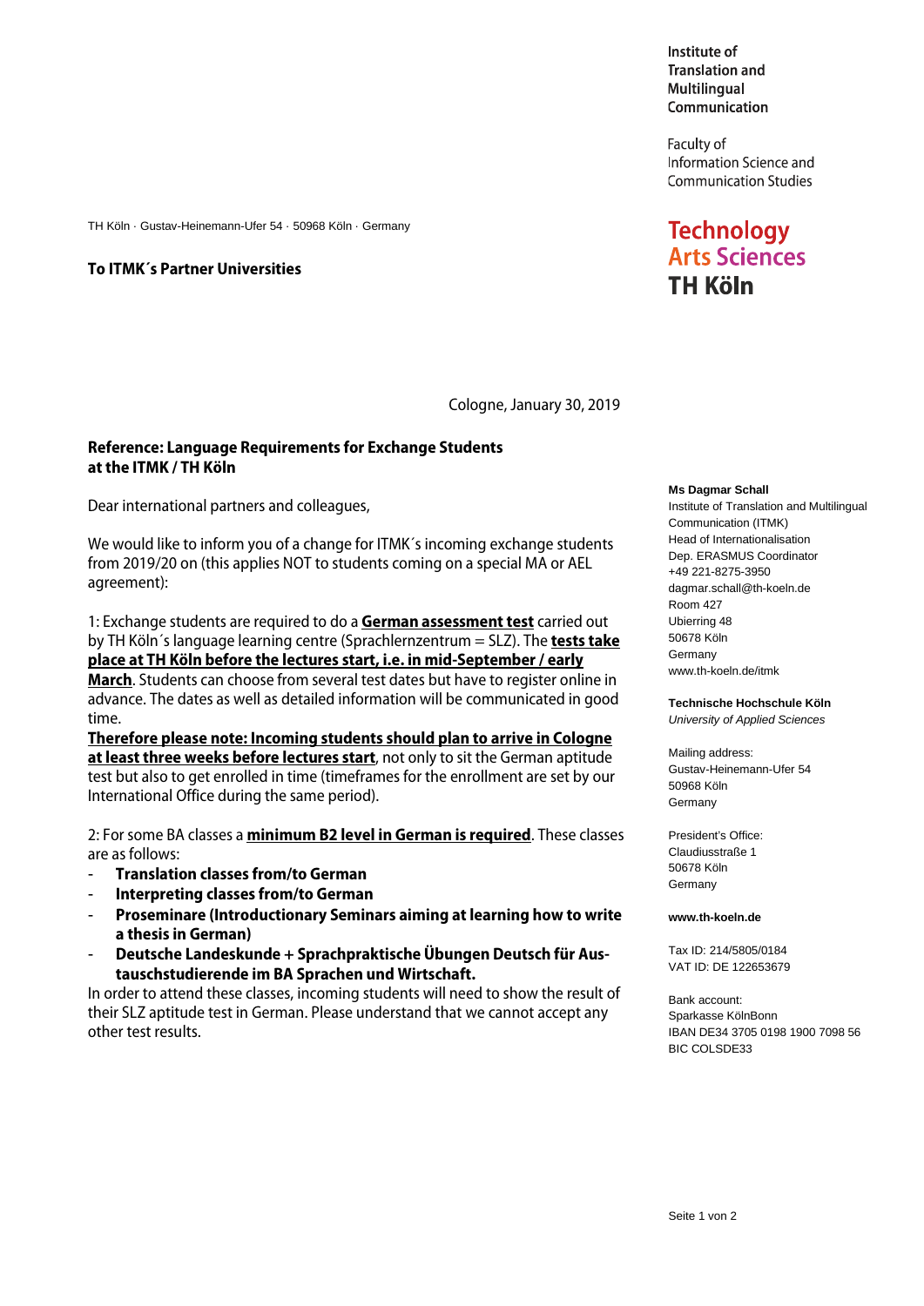Institute of
Translation and
Multilingual
Communication

Faculty of
Information Science and
Communication Studies

**Technology**
**Arts Sciences**
**TH Köln**

TH Köln · Gustav-Heinemann-Ufer 54 · 50968 Köln · Germany

**To ITMK´s Partner Universities**

Cologne, January 30, 2019

**Reference: Language Requirements for Exchange Students at the ITMK / TH Köln**

Dear international partners and colleagues,

We would like to inform you of a change for ITMK´s incoming exchange students from 2019/20 on (this applies NOT to students coming on a special MA or AEL agreement):

1: Exchange students are required to do a **German assessment test** carried out by TH Köln´s language learning centre (Sprachlernzentrum = SLZ). The **tests take place at TH Köln before the lectures start, i.e. in mid-September / early March**. Students can choose from several test dates but have to register online in advance. The dates as well as detailed information will be communicated in good time.
**Therefore please note: Incoming students should plan to arrive in Cologne at least three weeks before lectures start**, not only to sit the German aptitude test but also to get enrolled in time (timeframes for the enrollment are set by our International Office during the same period).

2: For some BA classes a **minimum B2 level in German is required**. These classes are as follows:

- **Translation classes from/to German**
- **Interpreting classes from/to German**
- **Proseminare (Introductionary Seminars aiming at learning how to write a thesis in German)**
- **Deutsche Landeskunde + Sprachpraktische Übungen Deutsch für Austauschstudierende im BA Sprachen und Wirtschaft.**

In order to attend these classes, incoming students will need to show the result of their SLZ aptitude test in German. Please understand that we cannot accept any other test results.

**Ms Dagmar Schall**
Institute of Translation and Multilingual Communication (ITMK)
Head of Internationalisation
Dep. ERASMUS Coordinator
+49 221-8275-3950
dagmar.schall@th-koeln.de
Room 427
Ubierring 48
50678 Köln
Germany
www.th-koeln.de/itmk

**Technische Hochschule Köln**
*University of Applied Sciences*

Mailing address:
Gustav-Heinemann-Ufer 54
50968 Köln
Germany

President's Office:
Claudiusstraße 1
50678 Köln
Germany

**www.th-koeln.de**

Tax ID: 214/5805/0184
VAT ID: DE 122653679

Bank account:
Sparkasse KölnBonn
IBAN DE34 3705 0198 1900 7098 56
BIC COLSDE33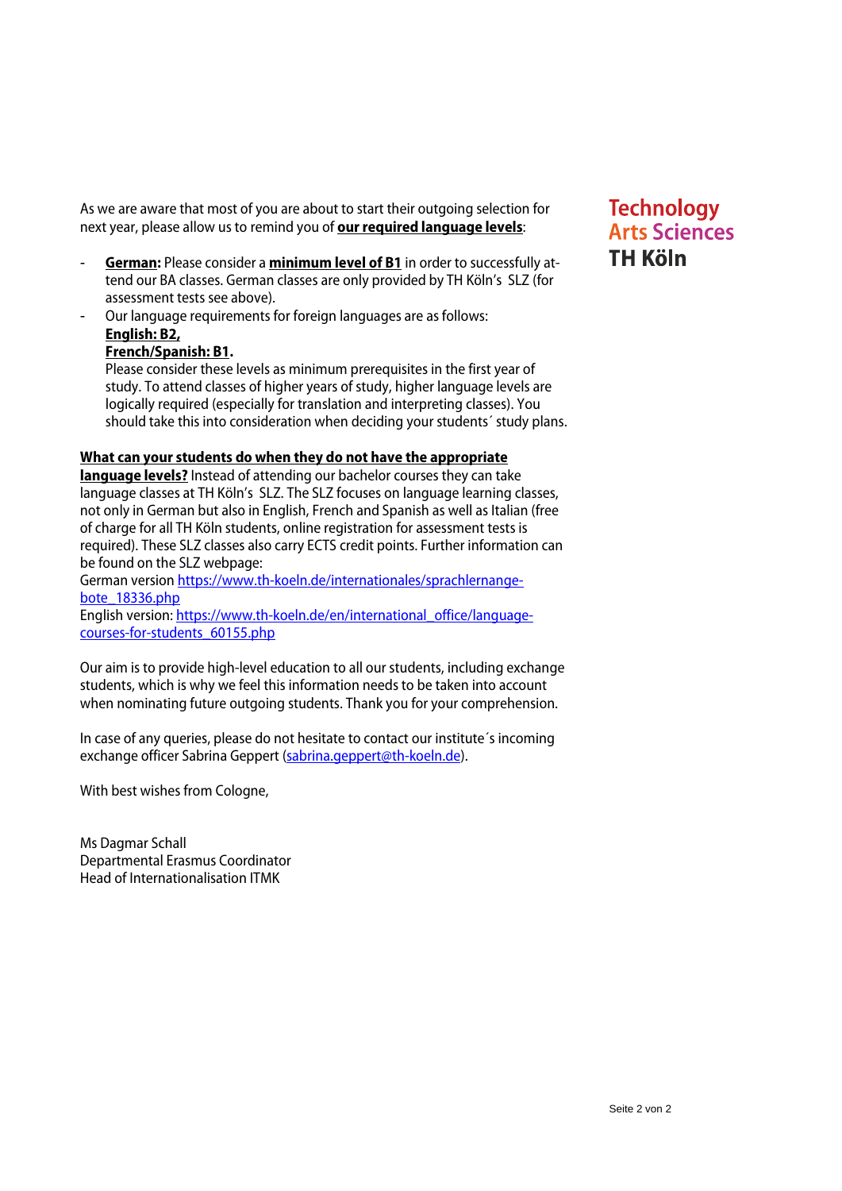Technology
Arts Sciences
TH Köln

As we are aware that most of you are about to start their outgoing selection for next year, please allow us to remind you of **our required language levels**:

- **German:** Please consider a **minimum level of B1** in order to successfully attend our BA classes. German classes are only provided by TH Köln's SLZ (for assessment tests see above).
- Our language requirements for foreign languages are as follows:
  **English: B2,**
  **French/Spanish: B1.**
  Please consider these levels as minimum prerequisites in the first year of study. To attend classes of higher years of study, higher language levels are logically required (especially for translation and interpreting classes). You should take this into consideration when deciding your students´ study plans.

**What can your students do when they do not have the appropriate language levels?** Instead of attending our bachelor courses they can take language classes at TH Köln's SLZ. The SLZ focuses on language learning classes, not only in German but also in English, French and Spanish as well as Italian (free of charge for all TH Köln students, online registration for assessment tests is required). These SLZ classes also carry ECTS credit points. Further information can be found on the SLZ webpage:
German version https://www.th-koeln.de/internationales/sprachlernangebote_18336.php
English version: https://www.th-koeln.de/en/international_office/language-courses-for-students_60155.php

Our aim is to provide high-level education to all our students, including exchange students, which is why we feel this information needs to be taken into account when nominating future outgoing students. Thank you for your comprehension.

In case of any queries, please do not hesitate to contact our institute´s incoming exchange officer Sabrina Geppert (sabrina.geppert@th-koeln.de).

With best wishes from Cologne,

Ms Dagmar Schall
Departmental Erasmus Coordinator
Head of Internationalisation ITMK